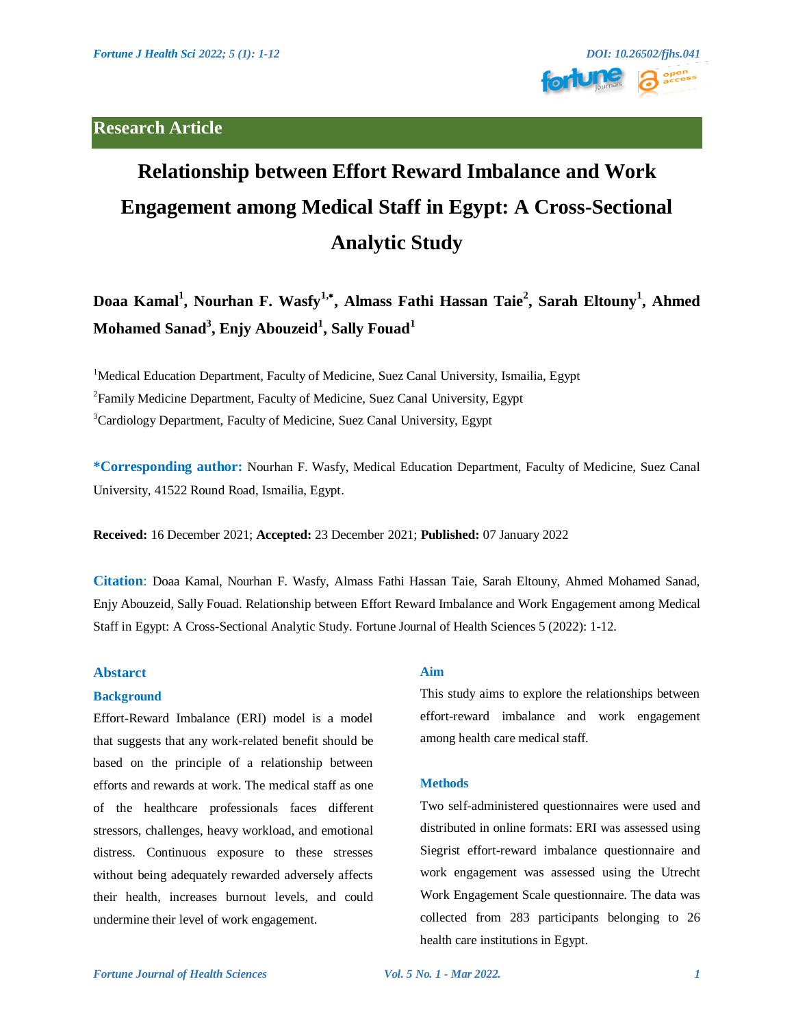## Research Article

# Relationship between Effort Reward Imbalance and Work Engagement among Medical Staff in Egypt: A Cross-Sectional Analytic Study

**Doaa Kamal[1], Nourhan F. Wasfy[1,*], Almass Fathi Hassan Taie[2], Sarah Eltouny[1], Ahmed Mohamed Sanad[3], Enjy Abouzeid[1], Sally Fouad[1]**

[1]Medical Education Department, Faculty of Medicine, Suez Canal University, Ismailia, Egypt

[2]Family Medicine Department, Faculty of Medicine, Suez Canal University, Egypt

[3]Cardiology Department, Faculty of Medicine, Suez Canal University, Egypt

**\*Corresponding author:** Nourhan F. Wasfy, Medical Education Department, Faculty of Medicine, Suez Canal University, 41522 Round Road, Ismailia, Egypt.

**Received:** 16 December 2021; **Accepted:** 23 December 2021; **Published:** 07 January 2022

**Citation**: Doaa Kamal, Nourhan F. Wasfy, Almass Fathi Hassan Taie, Sarah Eltouny, Ahmed Mohamed Sanad, Enjy Abouzeid, Sally Fouad. Relationship between Effort Reward Imbalance and Work Engagement among Medical Staff in Egypt: A Cross-Sectional Analytic Study. Fortune Journal of Health Sciences 5 (2022): 1-12.

## Abstarct

### Background

Effort-Reward Imbalance (ERI) model is a model that suggests that any work-related benefit should be based on the principle of a relationship between efforts and rewards at work. The medical staff as one of the healthcare professionals faces different stressors, challenges, heavy workload, and emotional distress. Continuous exposure to these stresses without being adequately rewarded adversely affects their health, increases burnout levels, and could undermine their level of work engagement.

### Aim

This study aims to explore the relationships between effort-reward imbalance and work engagement among health care medical staff.

### Methods

Two self-administered questionnaires were used and distributed in online formats: ERI was assessed using Siegrist effort-reward imbalance questionnaire and work engagement was assessed using the Utrecht Work Engagement Scale questionnaire. The data was collected from 283 participants belonging to 26 health care institutions in Egypt.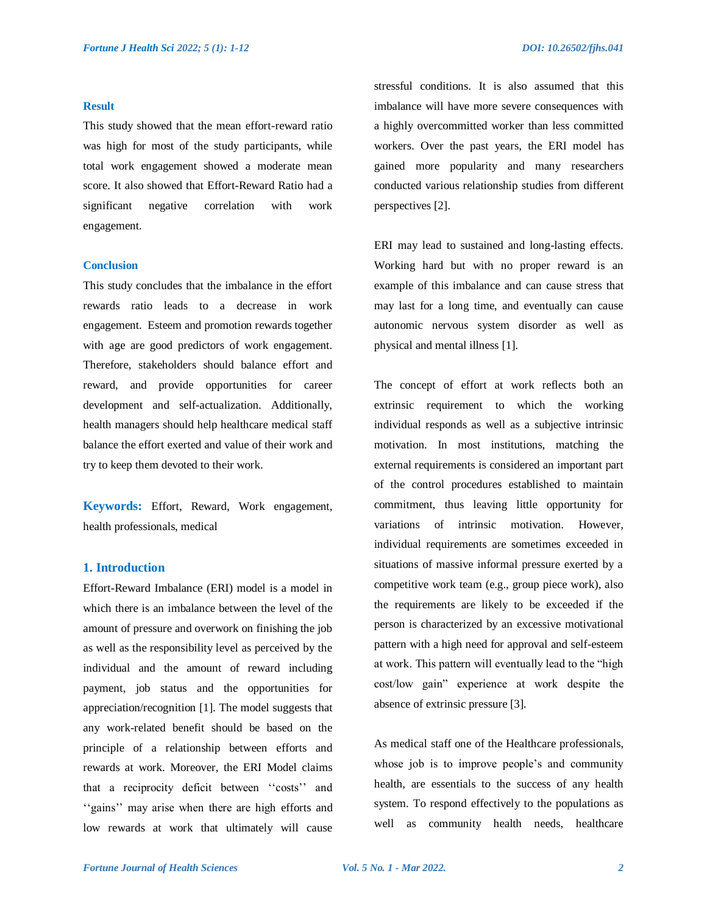### Result

This study showed that the mean effort-reward ratio was high for most of the study participants, while total work engagement showed a moderate mean score. It also showed that Effort-Reward Ratio had a significant negative correlation with work engagement.

### Conclusion

This study concludes that the imbalance in the effort rewards ratio leads to a decrease in work engagement. Esteem and promotion rewards together with age are good predictors of work engagement. Therefore, stakeholders should balance effort and reward, and provide opportunities for career development and self-actualization. Additionally, health managers should help healthcare medical staff balance the effort exerted and value of their work and try to keep them devoted to their work.

**Keywords:** Effort, Reward, Work engagement, health professionals, medical

## 1. Introduction

Effort-Reward Imbalance (ERI) model is a model in which there is an imbalance between the level of the amount of pressure and overwork on finishing the job as well as the responsibility level as perceived by the individual and the amount of reward including payment, job status and the opportunities for appreciation/recognition [1]. The model suggests that any work-related benefit should be based on the principle of a relationship between efforts and rewards at work. Moreover, the ERI Model claims that a reciprocity deficit between ''costs'' and ''gains'' may arise when there are high efforts and low rewards at work that ultimately will cause stressful conditions. It is also assumed that this imbalance will have more severe consequences with a highly overcommitted worker than less committed workers. Over the past years, the ERI model has gained more popularity and many researchers conducted various relationship studies from different perspectives [2].

ERI may lead to sustained and long-lasting effects. Working hard but with no proper reward is an example of this imbalance and can cause stress that may last for a long time, and eventually can cause autonomic nervous system disorder as well as physical and mental illness [1].

The concept of effort at work reflects both an extrinsic requirement to which the working individual responds as well as a subjective intrinsic motivation. In most institutions, matching the external requirements is considered an important part of the control procedures established to maintain commitment, thus leaving little opportunity for variations of intrinsic motivation. However, individual requirements are sometimes exceeded in situations of massive informal pressure exerted by a competitive work team (e.g., group piece work), also the requirements are likely to be exceeded if the person is characterized by an excessive motivational pattern with a high need for approval and self-esteem at work. This pattern will eventually lead to the "high cost/low gain" experience at work despite the absence of extrinsic pressure [3].

As medical staff one of the Healthcare professionals, whose job is to improve people's and community health, are essentials to the success of any health system. To respond effectively to the populations as well as community health needs, healthcare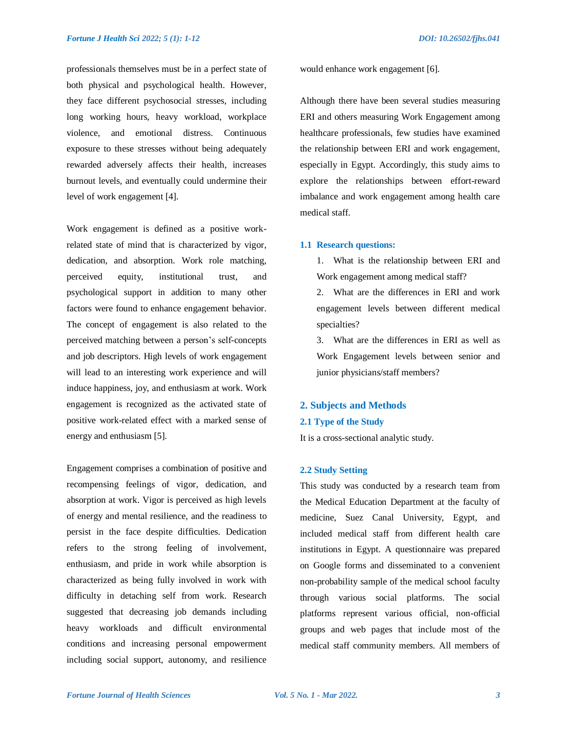professionals themselves must be in a perfect state of both physical and psychological health. However, they face different psychosocial stresses, including long working hours, heavy workload, workplace violence, and emotional distress. Continuous exposure to these stresses without being adequately rewarded adversely affects their health, increases burnout levels, and eventually could undermine their level of work engagement [4].

Work engagement is defined as a positive work-related state of mind that is characterized by vigor, dedication, and absorption. Work role matching, perceived equity, institutional trust, and psychological support in addition to many other factors were found to enhance engagement behavior. The concept of engagement is also related to the perceived matching between a person's self-concepts and job descriptors. High levels of work engagement will lead to an interesting work experience and will induce happiness, joy, and enthusiasm at work. Work engagement is recognized as the activated state of positive work-related effect with a marked sense of energy and enthusiasm [5].

Engagement comprises a combination of positive and recompensing feelings of vigor, dedication, and absorption at work. Vigor is perceived as high levels of energy and mental resilience, and the readiness to persist in the face despite difficulties. Dedication refers to the strong feeling of involvement, enthusiasm, and pride in work while absorption is characterized as being fully involved in work with difficulty in detaching self from work. Research suggested that decreasing job demands including heavy workloads and difficult environmental conditions and increasing personal empowerment including social support, autonomy, and resilience would enhance work engagement [6].

Although there have been several studies measuring ERI and others measuring Work Engagement among healthcare professionals, few studies have examined the relationship between ERI and work engagement, especially in Egypt. Accordingly, this study aims to explore the relationships between effort-reward imbalance and work engagement among health care medical staff.

### 1.1 Research questions:

1. What is the relationship between ERI and Work engagement among medical staff?
2. What are the differences in ERI and work engagement levels between different medical specialties?
3. What are the differences in ERI as well as Work Engagement levels between senior and junior physicians/staff members?

## 2. Subjects and Methods

### 2.1 Type of the Study

It is a cross-sectional analytic study.

### 2.2 Study Setting

This study was conducted by a research team from the Medical Education Department at the faculty of medicine, Suez Canal University, Egypt, and included medical staff from different health care institutions in Egypt. A questionnaire was prepared on Google forms and disseminated to a convenient non-probability sample of the medical school faculty through various social platforms. The social platforms represent various official, non-official groups and web pages that include most of the medical staff community members. All members of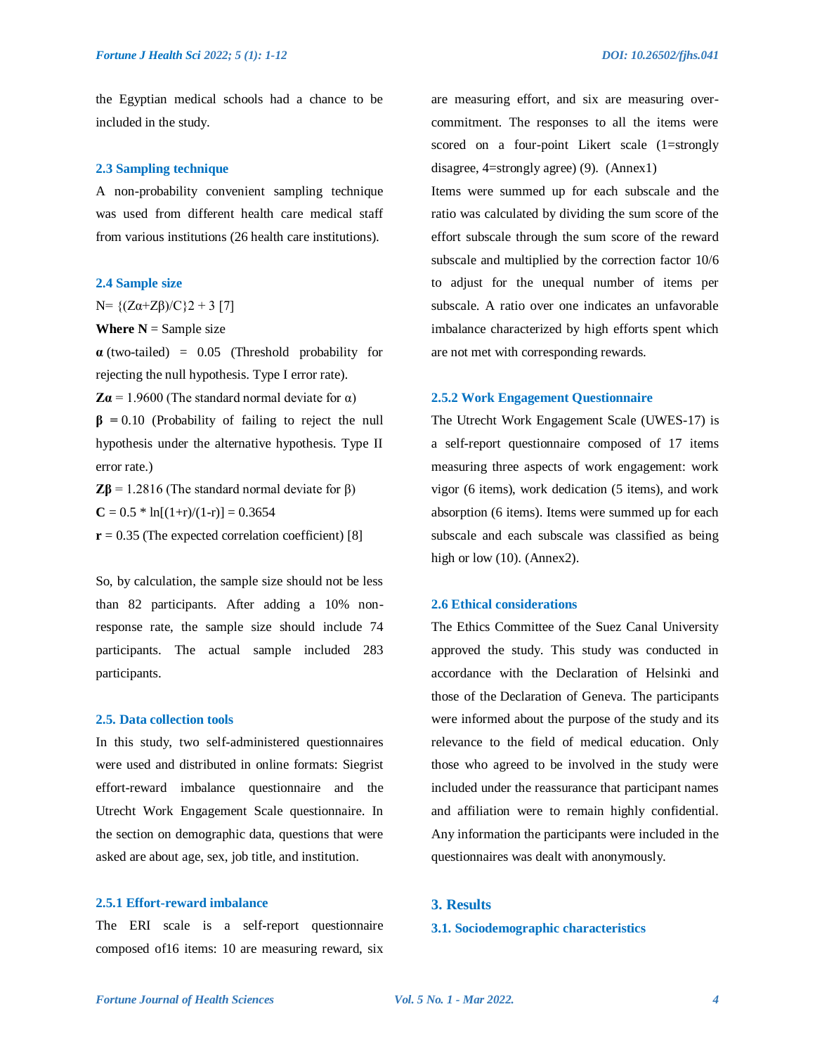the Egyptian medical schools had a chance to be included in the study.

### 2.3 Sampling technique

A non-probability convenient sampling technique was used from different health care medical staff from various institutions (26 health care institutions).

### 2.4 Sample size

N= {(Zα+Zβ)/C}2 + 3 [7]

**Where N** = Sample size

**α** (two-tailed) = 0.05 (Threshold probability for rejecting the null hypothesis. Type I error rate).

**Zα** = 1.9600 (The standard normal deviate for α)

**β =** 0.10 (Probability of failing to reject the null hypothesis under the alternative hypothesis. Type II error rate.)

**Zβ** = 1.2816 (The standard normal deviate for β)

**C** = 0.5 * ln[(1+r)/(1-r)] = 0.3654

**r** = 0.35 (The expected correlation coefficient) [8]

So, by calculation, the sample size should not be less than 82 participants. After adding a 10% non-response rate, the sample size should include 74 participants. The actual sample included 283 participants.

### 2.5. Data collection tools

In this study, two self-administered questionnaires were used and distributed in online formats: Siegrist effort-reward imbalance questionnaire and the Utrecht Work Engagement Scale questionnaire. In the section on demographic data, questions that were asked are about age, sex, job title, and institution.

#### 2.5.1 Effort-reward imbalance

The ERI scale is a self-report questionnaire composed of16 items: 10 are measuring reward, six are measuring effort, and six are measuring over-commitment. The responses to all the items were scored on a four-point Likert scale (1=strongly disagree, 4=strongly agree) (9). (Annex1)

Items were summed up for each subscale and the ratio was calculated by dividing the sum score of the effort subscale through the sum score of the reward subscale and multiplied by the correction factor 10/6 to adjust for the unequal number of items per subscale. A ratio over one indicates an unfavorable imbalance characterized by high efforts spent which are not met with corresponding rewards.

#### 2.5.2 Work Engagement Questionnaire

The Utrecht Work Engagement Scale (UWES-17) is a self-report questionnaire composed of 17 items measuring three aspects of work engagement: work vigor (6 items), work dedication (5 items), and work absorption (6 items). Items were summed up for each subscale and each subscale was classified as being high or low (10). (Annex2).

### 2.6 Ethical considerations

The Ethics Committee of the Suez Canal University approved the study. This study was conducted in accordance with the Declaration of Helsinki and those of the Declaration of Geneva. The participants were informed about the purpose of the study and its relevance to the field of medical education. Only those who agreed to be involved in the study were included under the reassurance that participant names and affiliation were to remain highly confidential. Any information the participants were included in the questionnaires was dealt with anonymously.

## 3. Results

### 3.1. Sociodemographic characteristics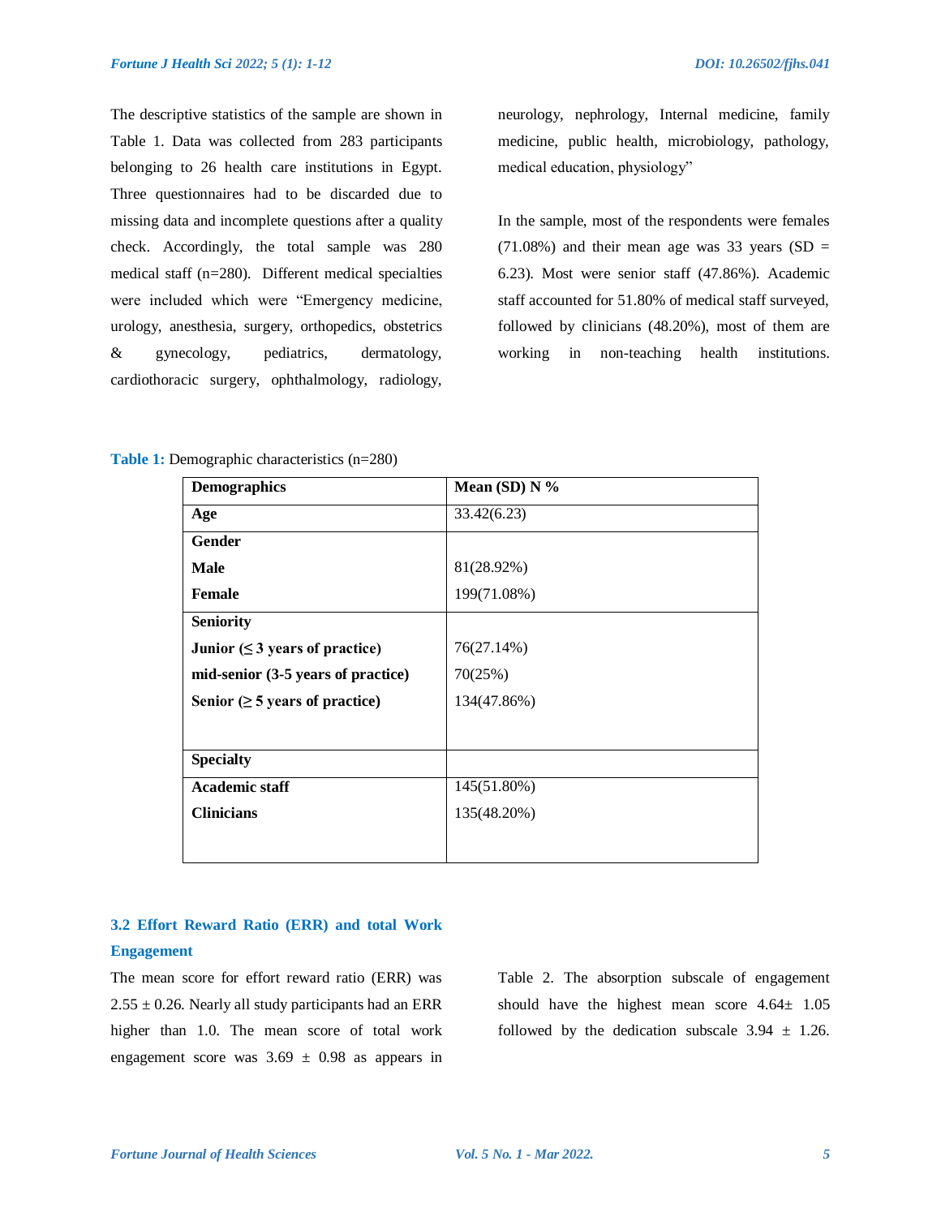The descriptive statistics of the sample are shown in Table 1. Data was collected from 283 participants belonging to 26 health care institutions in Egypt. Three questionnaires had to be discarded due to missing data and incomplete questions after a quality check. Accordingly, the total sample was 280 medical staff (n=280). Different medical specialties were included which were "Emergency medicine, urology, anesthesia, surgery, orthopedics, obstetrics & gynecology, pediatrics, dermatology, cardiothoracic surgery, ophthalmology, radiology, neurology, nephrology, Internal medicine, family medicine, public health, microbiology, pathology, medical education, physiology"

In the sample, most of the respondents were females (71.08%) and their mean age was 33 years (SD = 6.23). Most were senior staff (47.86%). Academic staff accounted for 51.80% of medical staff surveyed, followed by clinicians (48.20%), most of them are working in non-teaching health institutions.

**Table 1:** Demographic characteristics (n=280)

| Demographics | Mean (SD) N % |
|---|---|
| **Age** | 33.42(6.23) |
| **Gender** | |
| **Male** | 81(28.92%) |
| **Female** | 199(71.08%) |
| **Seniority** | |
| **Junior (≤ 3 years of practice)** | 76(27.14%) |
| **mid-senior (3-5 years of practice)** | 70(25%) |
| **Senior (≥ 5 years of practice)** | 134(47.86%) |
| **Specialty** | |
| **Academic staff** | 145(51.80%) |
| **Clinicians** | 135(48.20%) |

### 3.2 Effort Reward Ratio (ERR) and total Work Engagement

The mean score for effort reward ratio (ERR) was 2.55 ± 0.26. Nearly all study participants had an ERR higher than 1.0. The mean score of total work engagement score was 3.69 ± 0.98 as appears in Table 2. The absorption subscale of engagement should have the highest mean score 4.64± 1.05 followed by the dedication subscale 3.94 ± 1.26.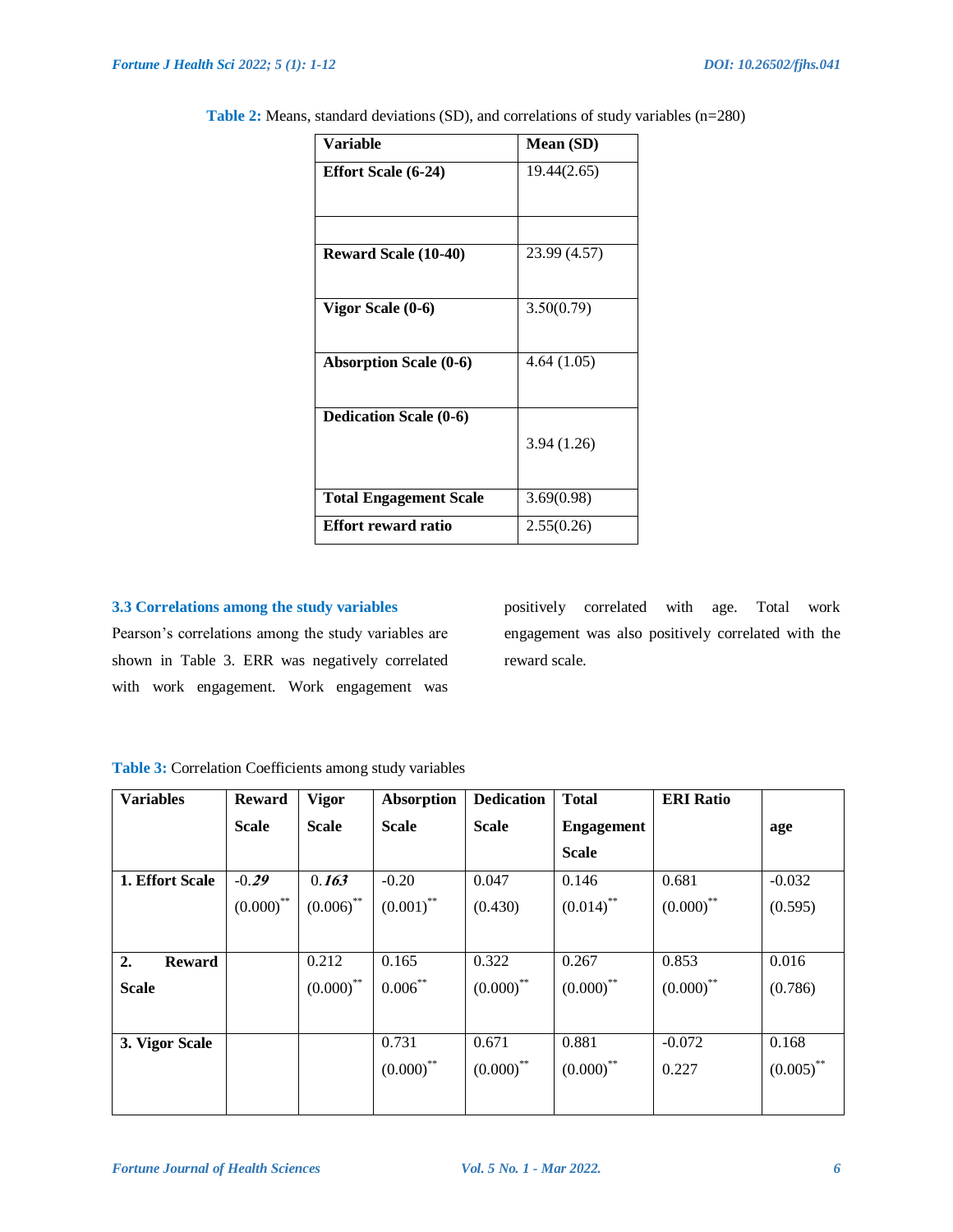**Table 2:** Means, standard deviations (SD), and correlations of study variables (n=280)

| Variable | Mean (SD) |
|---|---|
| Effort Scale (6-24) | 19.44(2.65) |
| | |
| Reward Scale (10-40) | 23.99 (4.57) |
| Vigor Scale (0-6) | 3.50(0.79) |
| Absorption Scale (0-6) | 4.64 (1.05) |
| Dedication Scale (0-6) | 3.94 (1.26) |
| Total Engagement Scale | 3.69(0.98) |
| Effort reward ratio | 2.55(0.26) |

### 3.3 Correlations among the study variables

Pearson's correlations among the study variables are shown in Table 3. ERR was negatively correlated with work engagement. Work engagement was positively correlated with age. Total work engagement was also positively correlated with the reward scale.

**Table 3:** Correlation Coefficients among study variables

| Variables | Reward Scale | Vigor Scale | Absorption Scale | Dedication Scale | Total Engagement Scale | ERI Ratio | age |
|---|---|---|---|---|---|---|---|
| 1. Effort Scale | -0.*29* (0.000)** | 0.*163* (0.006)** | -0.20 (0.001)** | 0.047 (0.430) | 0.146 (0.014)** | 0.681 (0.000)** | -0.032 (0.595) |
| 2. Reward Scale | | 0.212 (0.000)** | 0.165 0.006** | 0.322 (0.000)** | 0.267 (0.000)** | 0.853 (0.000)** | 0.016 (0.786) |
| 3. Vigor Scale | | | 0.731 (0.000)** | 0.671 (0.000)** | 0.881 (0.000)** | -0.072 0.227 | 0.168 (0.005)** |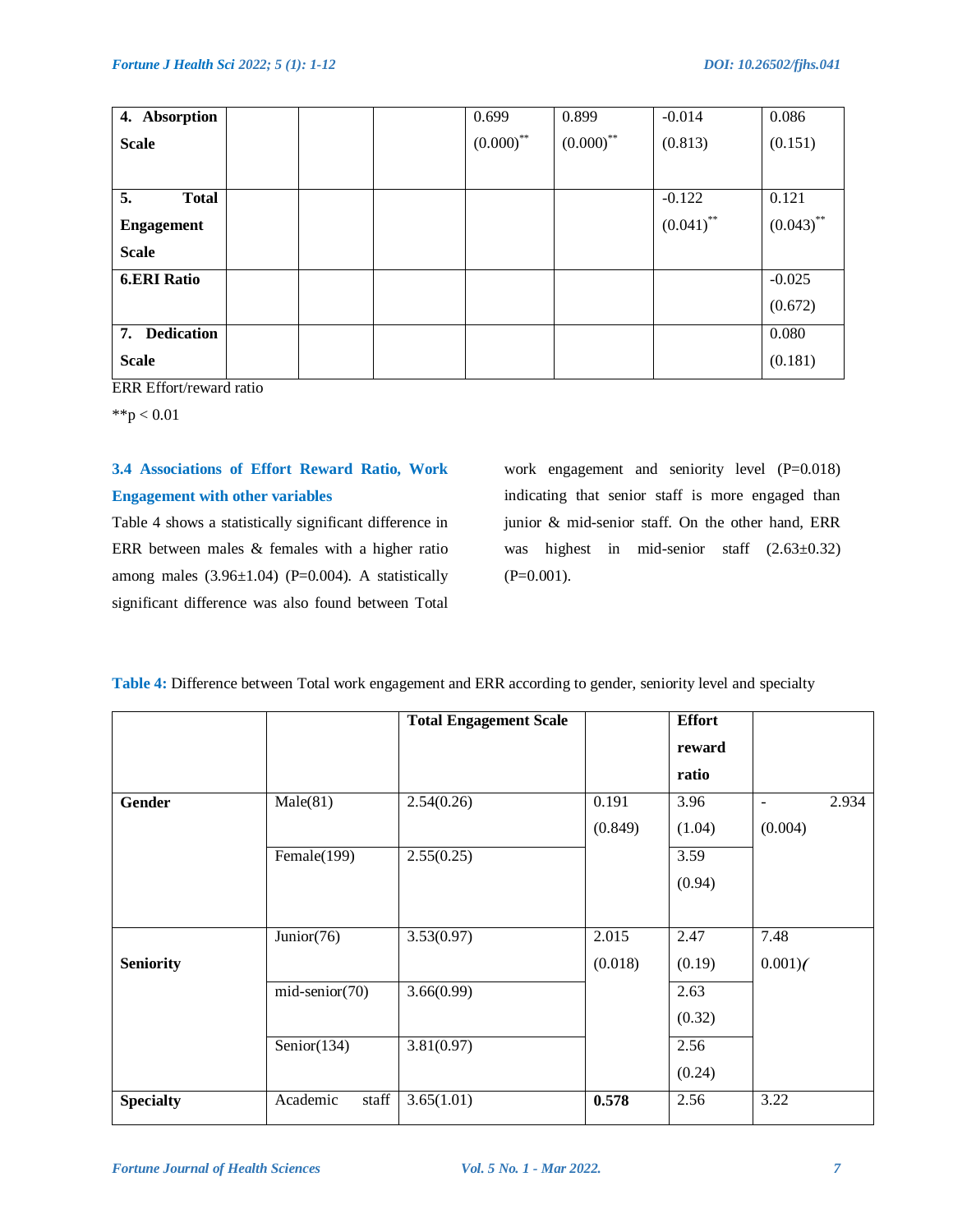| | | | | | | | |
|---|---|---|---|---|---|---|---|
| **4. Absorption Scale** | | | | 0.699 (0.000)** | 0.899 (0.000)** | -0.014 (0.813) | 0.086 (0.151) |
| **5. Total Engagement Scale** | | | | | | -0.122 (0.041)** | 0.121 (0.043)** |
| **6.ERI Ratio** | | | | | | | -0.025 (0.672) |
| **7. Dedication Scale** | | | | | | | 0.080 (0.181) |

ERR Effort/reward ratio

**p < 0.01

### 3.4 Associations of Effort Reward Ratio, Work Engagement with other variables

Table 4 shows a statistically significant difference in ERR between males & females with a higher ratio among males (3.96±1.04) (P=0.004). A statistically significant difference was also found between Total work engagement and seniority level (P=0.018) indicating that senior staff is more engaged than junior & mid-senior staff. On the other hand, ERR was highest in mid-senior staff (2.63±0.32) (P=0.001).

**Table 4:** Difference between Total work engagement and ERR according to gender, seniority level and specialty

| | | **Total Engagement Scale** | | **Effort reward ratio** | |
|---|---|---|---|---|---|
| **Gender** | Male(81) | 2.54(0.26) | 0.191 (0.849) | 3.96 (1.04) | - 2.934 (0.004) |
| | Female(199) | 2.55(0.25) | | 3.59 (0.94) | |
| **Seniority** | Junior(76) | 3.53(0.97) | 2.015 (0.018) | 2.47 (0.19) | 7.48 0.001)( |
| | mid-senior(70) | 3.66(0.99) | | 2.63 (0.32) | |
| | Senior(134) | 3.81(0.97) | | 2.56 (0.24) | |
| **Specialty** | Academic staff | 3.65(1.01) | **0.578** | 2.56 | 3.22 |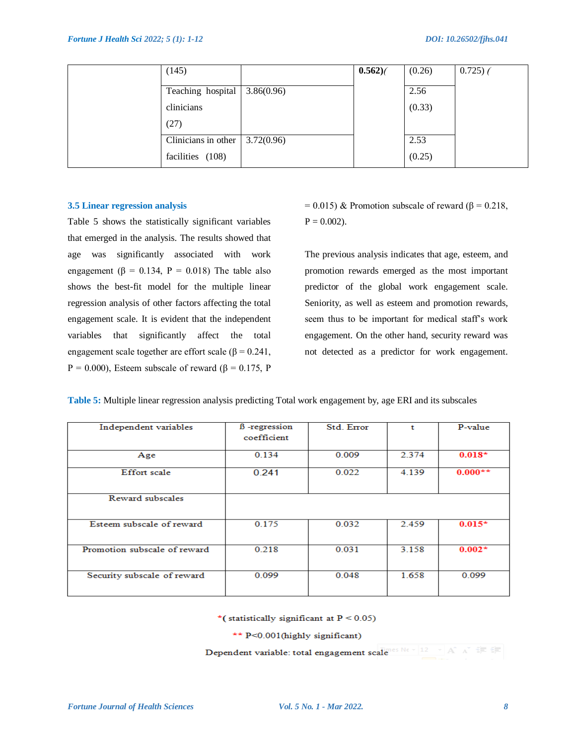| | (145) | | **0.562)**( | (0.26) | 0.725) ( |
|---|---|---|---|---|---|
| | Teaching hospital clinicians (27) | 3.86(0.96) | | 2.56 (0.33) | |
| | Clinicians in other facilities (108) | 3.72(0.96) | | 2.53 (0.25) | |

### 3.5 Linear regression analysis

Table 5 shows the statistically significant variables that emerged in the analysis. The results showed that age was significantly associated with work engagement (β = 0.134, P = 0.018) The table also shows the best-fit model for the multiple linear regression analysis of other factors affecting the total engagement scale. It is evident that the independent variables that significantly affect the total engagement scale together are effort scale (β = 0.241, P = 0.000), Esteem subscale of reward (β = 0.175, P = 0.015) & Promotion subscale of reward (β = 0.218, P = 0.002).

The previous analysis indicates that age, esteem, and promotion rewards emerged as the most important predictor of the global work engagement scale. Seniority, as well as esteem and promotion rewards, seem thus to be important for medical staff's work engagement. On the other hand, security reward was not detected as a predictor for work engagement.

**Table 5:** Multiple linear regression analysis predicting Total work engagement by, age ERI and its subscales

| Independent variables | ß -regression coefficient | Std. Error | t | P-value |
|---|---|---|---|---|
| Age | 0.134 | 0.009 | 2.374 | 0.018* |
| Effort scale | 0.241 | 0.022 | 4.139 | 0.000** |
| Reward subscales | | | | |
| Esteem subscale of reward | 0.175 | 0.032 | 2.459 | 0.015* |
| Promotion subscale of reward | 0.218 | 0.031 | 3.158 | 0.002* |
| Security subscale of reward | 0.099 | 0.048 | 1.658 | 0.099 |

*( statistically significant at P < 0.05)

** P<0.001(highly significant)

Dependent variable: total engagement scale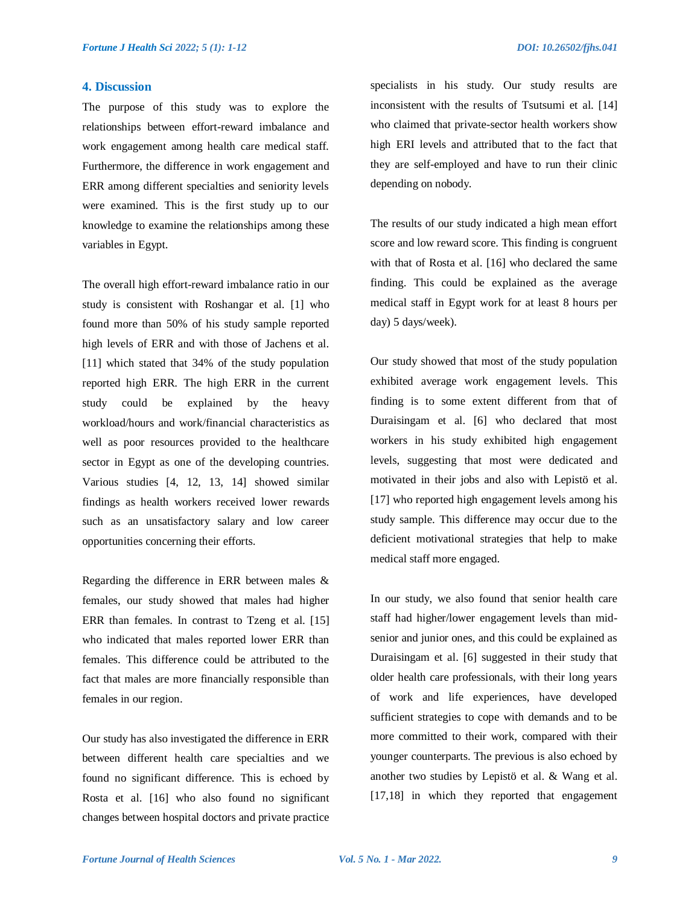## 4. Discussion

The purpose of this study was to explore the relationships between effort-reward imbalance and work engagement among health care medical staff. Furthermore, the difference in work engagement and ERR among different specialties and seniority levels were examined. This is the first study up to our knowledge to examine the relationships among these variables in Egypt.

The overall high effort-reward imbalance ratio in our study is consistent with Roshangar et al. [1] who found more than 50% of his study sample reported high levels of ERR and with those of Jachens et al. [11] which stated that 34% of the study population reported high ERR. The high ERR in the current study could be explained by the heavy workload/hours and work/financial characteristics as well as poor resources provided to the healthcare sector in Egypt as one of the developing countries. Various studies [4, 12, 13, 14] showed similar findings as health workers received lower rewards such as an unsatisfactory salary and low career opportunities concerning their efforts.

Regarding the difference in ERR between males & females, our study showed that males had higher ERR than females. In contrast to Tzeng et al. [15] who indicated that males reported lower ERR than females. This difference could be attributed to the fact that males are more financially responsible than females in our region.

Our study has also investigated the difference in ERR between different health care specialties and we found no significant difference. This is echoed by Rosta et al. [16] who also found no significant changes between hospital doctors and private practice specialists in his study. Our study results are inconsistent with the results of Tsutsumi et al. [14] who claimed that private-sector health workers show high ERI levels and attributed that to the fact that they are self-employed and have to run their clinic depending on nobody.

The results of our study indicated a high mean effort score and low reward score. This finding is congruent with that of Rosta et al. [16] who declared the same finding. This could be explained as the average medical staff in Egypt work for at least 8 hours per day) 5 days/week).

Our study showed that most of the study population exhibited average work engagement levels. This finding is to some extent different from that of Duraisingam et al. [6] who declared that most workers in his study exhibited high engagement levels, suggesting that most were dedicated and motivated in their jobs and also with Lepistö et al. [17] who reported high engagement levels among his study sample. This difference may occur due to the deficient motivational strategies that help to make medical staff more engaged.

In our study, we also found that senior health care staff had higher/lower engagement levels than mid-senior and junior ones, and this could be explained as Duraisingam et al. [6] suggested in their study that older health care professionals, with their long years of work and life experiences, have developed sufficient strategies to cope with demands and to be more committed to their work, compared with their younger counterparts. The previous is also echoed by another two studies by Lepistö et al. & Wang et al. [17,18] in which they reported that engagement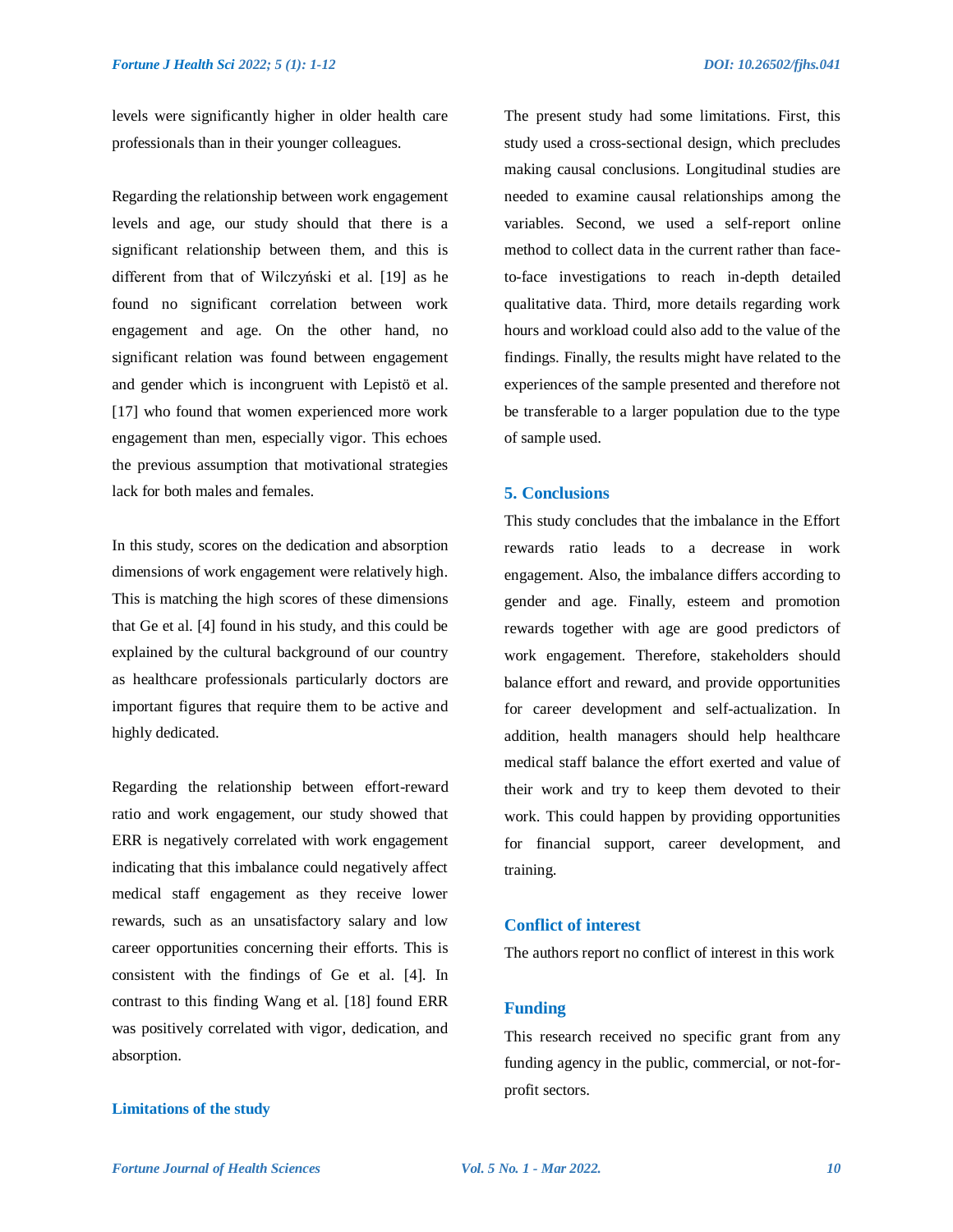levels were significantly higher in older health care professionals than in their younger colleagues.

Regarding the relationship between work engagement levels and age, our study should that there is a significant relationship between them, and this is different from that of Wilczyński et al. [19] as he found no significant correlation between work engagement and age. On the other hand, no significant relation was found between engagement and gender which is incongruent with Lepistö et al. [17] who found that women experienced more work engagement than men, especially vigor. This echoes the previous assumption that motivational strategies lack for both males and females.

In this study, scores on the dedication and absorption dimensions of work engagement were relatively high. This is matching the high scores of these dimensions that Ge et al. [4] found in his study, and this could be explained by the cultural background of our country as healthcare professionals particularly doctors are important figures that require them to be active and highly dedicated.

Regarding the relationship between effort-reward ratio and work engagement, our study showed that ERR is negatively correlated with work engagement indicating that this imbalance could negatively affect medical staff engagement as they receive lower rewards, such as an unsatisfactory salary and low career opportunities concerning their efforts. This is consistent with the findings of Ge et al. [4]. In contrast to this finding Wang et al. [18] found ERR was positively correlated with vigor, dedication, and absorption.

### Limitations of the study

The present study had some limitations. First, this study used a cross-sectional design, which precludes making causal conclusions. Longitudinal studies are needed to examine causal relationships among the variables. Second, we used a self-report online method to collect data in the current rather than face-to-face investigations to reach in-depth detailed qualitative data. Third, more details regarding work hours and workload could also add to the value of the findings. Finally, the results might have related to the experiences of the sample presented and therefore not be transferable to a larger population due to the type of sample used.

## 5. Conclusions

This study concludes that the imbalance in the Effort rewards ratio leads to a decrease in work engagement. Also, the imbalance differs according to gender and age. Finally, esteem and promotion rewards together with age are good predictors of work engagement. Therefore, stakeholders should balance effort and reward, and provide opportunities for career development and self-actualization. In addition, health managers should help healthcare medical staff balance the effort exerted and value of their work and try to keep them devoted to their work. This could happen by providing opportunities for financial support, career development, and training.

## Conflict of interest

The authors report no conflict of interest in this work

## Funding

This research received no specific grant from any funding agency in the public, commercial, or not-for-profit sectors.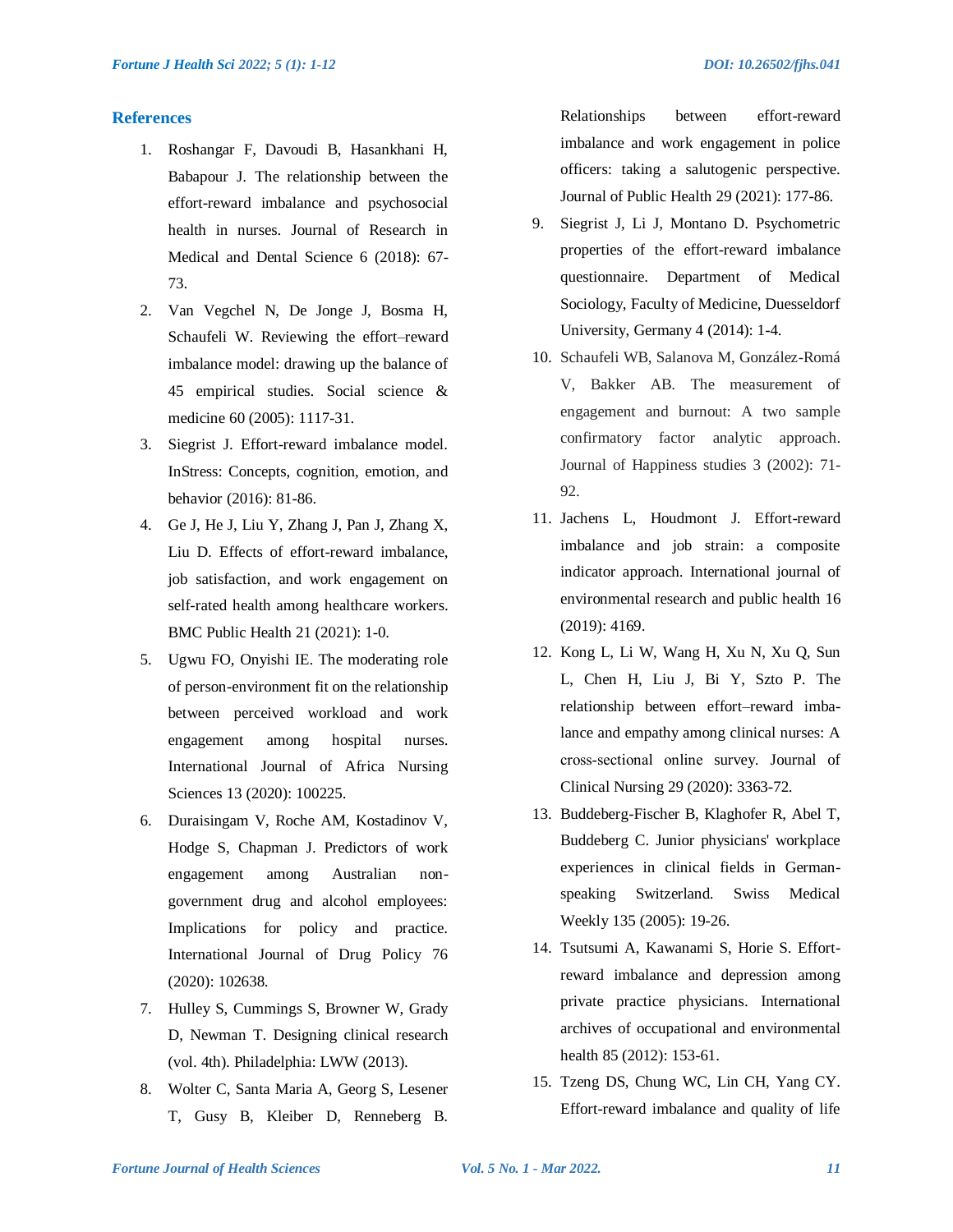## References

1. Roshangar F, Davoudi B, Hasankhani H, Babapour J. The relationship between the effort-reward imbalance and psychosocial health in nurses. Journal of Research in Medical and Dental Science 6 (2018): 67-73.
2. Van Vegchel N, De Jonge J, Bosma H, Schaufeli W. Reviewing the effort–reward imbalance model: drawing up the balance of 45 empirical studies. Social science & medicine 60 (2005): 1117-31.
3. Siegrist J. Effort-reward imbalance model. InStress: Concepts, cognition, emotion, and behavior (2016): 81-86.
4. Ge J, He J, Liu Y, Zhang J, Pan J, Zhang X, Liu D. Effects of effort-reward imbalance, job satisfaction, and work engagement on self-rated health among healthcare workers. BMC Public Health 21 (2021): 1-0.
5. Ugwu FO, Onyishi IE. The moderating role of person-environment fit on the relationship between perceived workload and work engagement among hospital nurses. International Journal of Africa Nursing Sciences 13 (2020): 100225.
6. Duraisingam V, Roche AM, Kostadinov V, Hodge S, Chapman J. Predictors of work engagement among Australian non-government drug and alcohol employees: Implications for policy and practice. International Journal of Drug Policy 76 (2020): 102638.
7. Hulley S, Cummings S, Browner W, Grady D, Newman T. Designing clinical research (vol. 4th). Philadelphia: LWW (2013).
8. Wolter C, Santa Maria A, Georg S, Lesener T, Gusy B, Kleiber D, Renneberg B. Relationships between effort-reward imbalance and work engagement in police officers: taking a salutogenic perspective. Journal of Public Health 29 (2021): 177-86.
9. Siegrist J, Li J, Montano D. Psychometric properties of the effort-reward imbalance questionnaire. Department of Medical Sociology, Faculty of Medicine, Duesseldorf University, Germany 4 (2014): 1-4.
10. Schaufeli WB, Salanova M, González-Romá V, Bakker AB. The measurement of engagement and burnout: A two sample confirmatory factor analytic approach. Journal of Happiness studies 3 (2002): 71-92.
11. Jachens L, Houdmont J. Effort-reward imbalance and job strain: a composite indicator approach. International journal of environmental research and public health 16 (2019): 4169.
12. Kong L, Li W, Wang H, Xu N, Xu Q, Sun L, Chen H, Liu J, Bi Y, Szto P. The relationship between effort–reward imbalance and empathy among clinical nurses: A cross-sectional online survey. Journal of Clinical Nursing 29 (2020): 3363-72.
13. Buddeberg-Fischer B, Klaghofer R, Abel T, Buddeberg C. Junior physicians' workplace experiences in clinical fields in German-speaking Switzerland. Swiss Medical Weekly 135 (2005): 19-26.
14. Tsutsumi A, Kawanami S, Horie S. Effort-reward imbalance and depression among private practice physicians. International archives of occupational and environmental health 85 (2012): 153-61.
15. Tzeng DS, Chung WC, Lin CH, Yang CY. Effort-reward imbalance and quality of life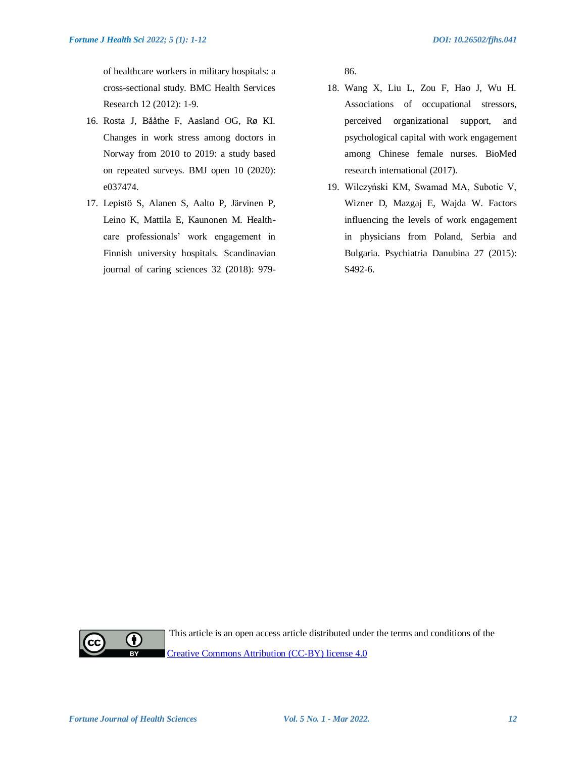of healthcare workers in military hospitals: a cross-sectional study. BMC Health Services Research 12 (2012): 1-9.

16. Rosta J, Bååthe F, Aasland OG, Rø KI. Changes in work stress among doctors in Norway from 2010 to 2019: a study based on repeated surveys. BMJ open 10 (2020): e037474.
17. Lepistö S, Alanen S, Aalto P, Järvinen P, Leino K, Mattila E, Kaunonen M. Health-care professionals' work engagement in Finnish university hospitals. Scandinavian journal of caring sciences 32 (2018): 979-86.
18. Wang X, Liu L, Zou F, Hao J, Wu H. Associations of occupational stressors, perceived organizational support, and psychological capital with work engagement among Chinese female nurses. BioMed research international (2017).
19. Wilczyński KM, Swamad MA, Subotic V, Wizner D, Mazgaj E, Wajda W. Factors influencing the levels of work engagement in physicians from Poland, Serbia and Bulgaria. Psychiatria Danubina 27 (2015): S492-6.

This article is an open access article distributed under the terms and conditions of the [Creative Commons Attribution (CC-BY) license 4.0]